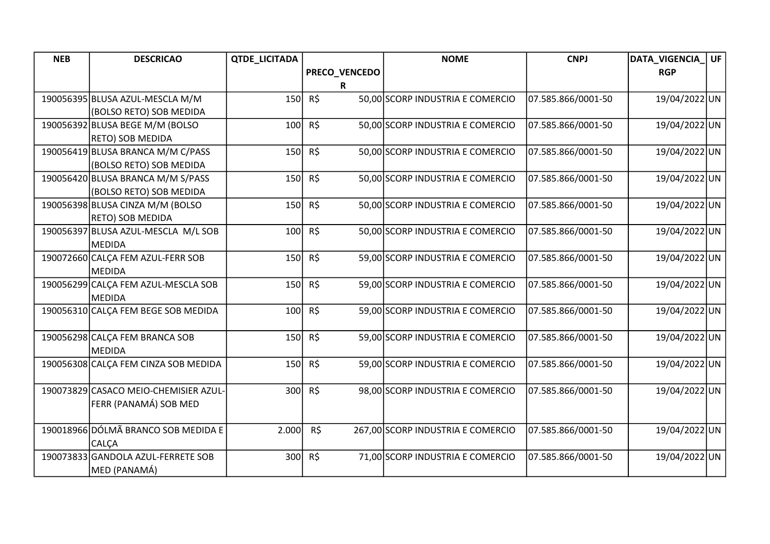| NEB | DESCRICAO | QTDE_LICITADA | PRECO_VENCEDOR | NOME | CNPJ | DATA_VIGENCIA_RGP | UF |
|---|---|---|---|---|---|---|---|
| 190056395 | BLUSA AZUL-MESCLA M/M (BOLSO RETO) SOB MEDIDA | 150 | R$ 50,00 | SCORP INDUSTRIA E COMERCIO | 07.585.866/0001-50 | 19/04/2022 | UN |
| 190056392 | BLUSA BEGE M/M (BOLSO RETO) SOB MEDIDA | 100 | R$ 50,00 | SCORP INDUSTRIA E COMERCIO | 07.585.866/0001-50 | 19/04/2022 | UN |
| 190056419 | BLUSA BRANCA M/M C/PASS (BOLSO RETO) SOB MEDIDA | 150 | R$ 50,00 | SCORP INDUSTRIA E COMERCIO | 07.585.866/0001-50 | 19/04/2022 | UN |
| 190056420 | BLUSA BRANCA M/M S/PASS (BOLSO RETO) SOB MEDIDA | 150 | R$ 50,00 | SCORP INDUSTRIA E COMERCIO | 07.585.866/0001-50 | 19/04/2022 | UN |
| 190056398 | BLUSA CINZA M/M (BOLSO RETO) SOB MEDIDA | 150 | R$ 50,00 | SCORP INDUSTRIA E COMERCIO | 07.585.866/0001-50 | 19/04/2022 | UN |
| 190056397 | BLUSA AZUL-MESCLA M/L SOB MEDIDA | 100 | R$ 50,00 | SCORP INDUSTRIA E COMERCIO | 07.585.866/0001-50 | 19/04/2022 | UN |
| 190072660 | CALÇA FEM AZUL-FERR SOB MEDIDA | 150 | R$ 59,00 | SCORP INDUSTRIA E COMERCIO | 07.585.866/0001-50 | 19/04/2022 | UN |
| 190056299 | CALÇA FEM AZUL-MESCLA SOB MEDIDA | 150 | R$ 59,00 | SCORP INDUSTRIA E COMERCIO | 07.585.866/0001-50 | 19/04/2022 | UN |
| 190056310 | CALÇA FEM BEGE SOB MEDIDA | 100 | R$ 59,00 | SCORP INDUSTRIA E COMERCIO | 07.585.866/0001-50 | 19/04/2022 | UN |
| 190056298 | CALÇA FEM BRANCA SOB MEDIDA | 150 | R$ 59,00 | SCORP INDUSTRIA E COMERCIO | 07.585.866/0001-50 | 19/04/2022 | UN |
| 190056308 | CALÇA FEM CINZA SOB MEDIDA | 150 | R$ 59,00 | SCORP INDUSTRIA E COMERCIO | 07.585.866/0001-50 | 19/04/2022 | UN |
| 190073829 | CASACO MEIO-CHEMISIER AZUL-FERR (PANAMÁ) SOB MED | 300 | R$ 98,00 | SCORP INDUSTRIA E COMERCIO | 07.585.866/0001-50 | 19/04/2022 | UN |
| 190018966 | DÓLMÃ BRANCO SOB MEDIDA E CALÇA | 2.000 | R$ 267,00 | SCORP INDUSTRIA E COMERCIO | 07.585.866/0001-50 | 19/04/2022 | UN |
| 190073833 | GANDOLA AZUL-FERRETE SOB MED (PANAMÁ) | 300 | R$ 71,00 | SCORP INDUSTRIA E COMERCIO | 07.585.866/0001-50 | 19/04/2022 | UN |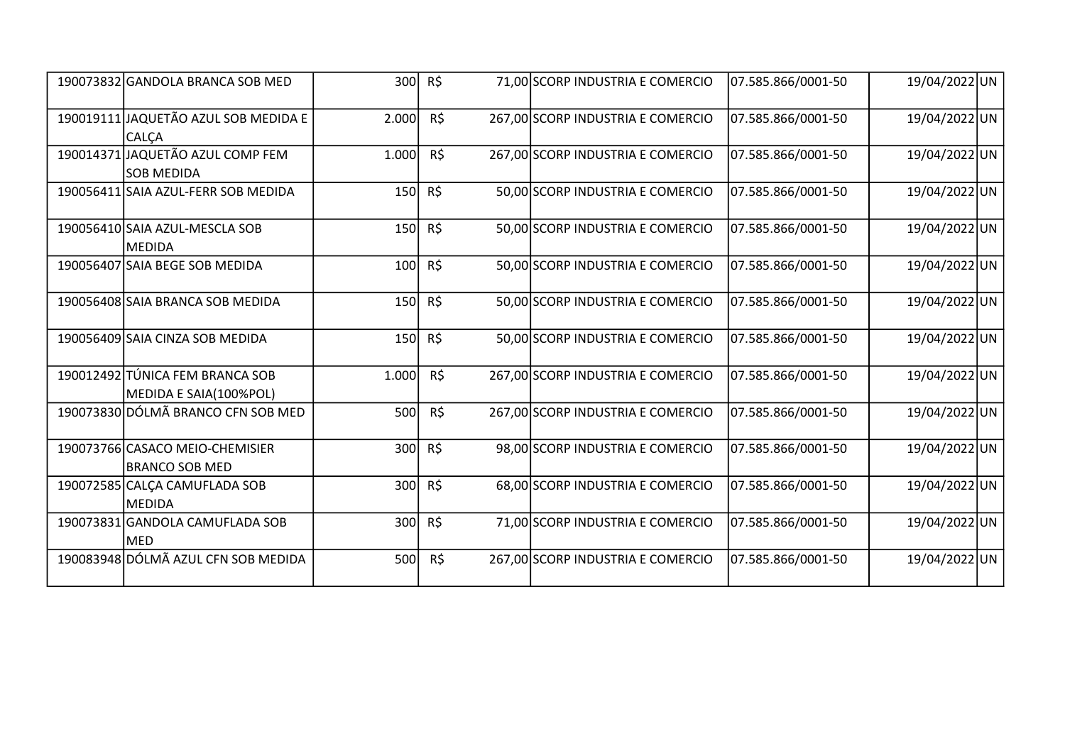| | | | | | | | | |
|---|---|---|---|---|---|---|---|---|
| 190073832 | GANDOLA BRANCA SOB MED | 300 | R$ | 71,00 | SCORP INDUSTRIA E COMERCIO | 07.585.866/0001-50 | 19/04/2022 | UN |
| 190019111 | JAQUETÃO AZUL SOB MEDIDA E CALÇA | 2.000 | R$ | 267,00 | SCORP INDUSTRIA E COMERCIO | 07.585.866/0001-50 | 19/04/2022 | UN |
| 190014371 | JAQUETÃO AZUL COMP FEM SOB MEDIDA | 1.000 | R$ | 267,00 | SCORP INDUSTRIA E COMERCIO | 07.585.866/0001-50 | 19/04/2022 | UN |
| 190056411 | SAIA AZUL-FERR SOB MEDIDA | 150 | R$ | 50,00 | SCORP INDUSTRIA E COMERCIO | 07.585.866/0001-50 | 19/04/2022 | UN |
| 190056410 | SAIA AZUL-MESCLA SOB MEDIDA | 150 | R$ | 50,00 | SCORP INDUSTRIA E COMERCIO | 07.585.866/0001-50 | 19/04/2022 | UN |
| 190056407 | SAIA BEGE SOB MEDIDA | 100 | R$ | 50,00 | SCORP INDUSTRIA E COMERCIO | 07.585.866/0001-50 | 19/04/2022 | UN |
| 190056408 | SAIA BRANCA SOB MEDIDA | 150 | R$ | 50,00 | SCORP INDUSTRIA E COMERCIO | 07.585.866/0001-50 | 19/04/2022 | UN |
| 190056409 | SAIA CINZA SOB MEDIDA | 150 | R$ | 50,00 | SCORP INDUSTRIA E COMERCIO | 07.585.866/0001-50 | 19/04/2022 | UN |
| 190012492 | TÚNICA FEM BRANCA SOB MEDIDA E SAIA(100%POL) | 1.000 | R$ | 267,00 | SCORP INDUSTRIA E COMERCIO | 07.585.866/0001-50 | 19/04/2022 | UN |
| 190073830 | DÓLMÃ BRANCO CFN SOB MED | 500 | R$ | 267,00 | SCORP INDUSTRIA E COMERCIO | 07.585.866/0001-50 | 19/04/2022 | UN |
| 190073766 | CASACO MEIO-CHEMISIER BRANCO SOB MED | 300 | R$ | 98,00 | SCORP INDUSTRIA E COMERCIO | 07.585.866/0001-50 | 19/04/2022 | UN |
| 190072585 | CALÇA CAMUFLADA SOB MEDIDA | 300 | R$ | 68,00 | SCORP INDUSTRIA E COMERCIO | 07.585.866/0001-50 | 19/04/2022 | UN |
| 190073831 | GANDOLA CAMUFLADA SOB MED | 300 | R$ | 71,00 | SCORP INDUSTRIA E COMERCIO | 07.585.866/0001-50 | 19/04/2022 | UN |
| 190083948 | DÓLMÃ AZUL CFN SOB MEDIDA | 500 | R$ | 267,00 | SCORP INDUSTRIA E COMERCIO | 07.585.866/0001-50 | 19/04/2022 | UN |